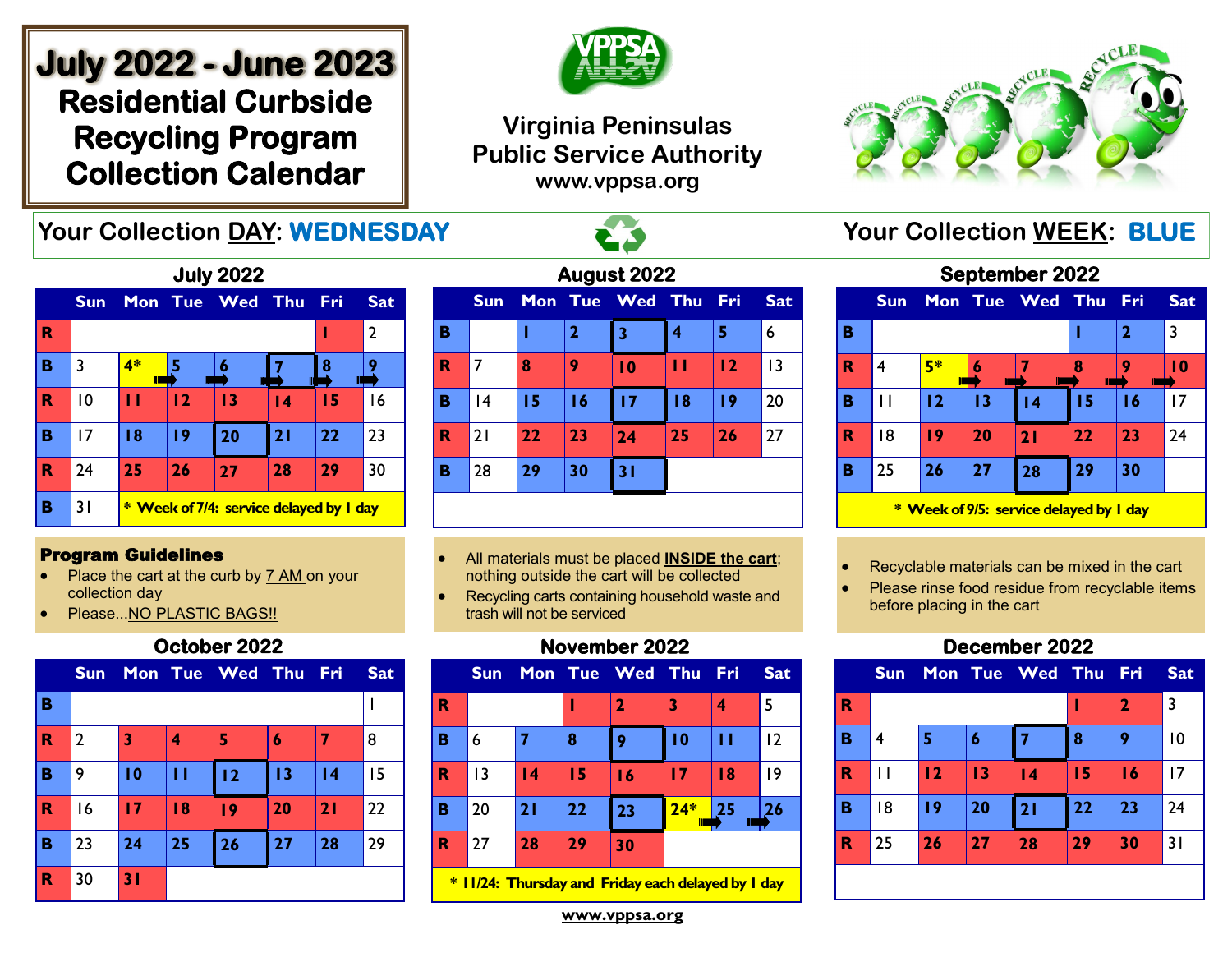# July 2022 - June 2023
# Residential Curbside Recycling Program Collection Calendar

**Virginia Peninsulas Public Service Authority**
www.vppsa.org

**Your Collection DAY: WEDNESDAY**

**Your Collection WEEK: BLUE**

### July 2022

| | Sun | Mon | Tue | Wed | Thu | Fri | Sat |
|---|---|---|---|---|---|---|---|
| R | | | | | | 1 | 2 |
| B | 3 | 4* | 5 | 6 | 7 | 8 | 9 |
| R | 10 | 11 | 12 | 13 | 14 | 15 | 16 |
| B | 17 | 18 | 19 | 20 | 21 | 22 | 23 |
| R | 24 | 25 | 26 | 27 | 28 | 29 | 30 |
| B | 31 | * Week of 7/4: service delayed by 1 day | | | | | |

### August 2022

| | Sun | Mon | Tue | Wed | Thu | Fri | Sat |
|---|---|---|---|---|---|---|---|
| B | | 1 | 2 | 3 | 4 | 5 | 6 |
| R | 7 | 8 | 9 | 10 | 11 | 12 | 13 |
| B | 14 | 15 | 16 | 17 | 18 | 19 | 20 |
| R | 21 | 22 | 23 | 24 | 25 | 26 | 27 |
| B | 28 | 29 | 30 | 31 | | | |

### September 2022

| | Sun | Mon | Tue | Wed | Thu | Fri | Sat |
|---|---|---|---|---|---|---|---|
| B | | | | | 1 | 2 | 3 |
| R | 4 | 5* | 6 | 7 | 8 | 9 | 10 |
| B | 11 | 12 | 13 | 14 | 15 | 16 | 17 |
| R | 18 | 19 | 20 | 21 | 22 | 23 | 24 |
| B | 25 | 26 | 27 | 28 | 29 | 30 | |

* Week of 9/5: service delayed by 1 day

**Program Guidelines**

- Place the cart at the curb by 7 AM on your collection day
- Please...NO PLASTIC BAGS!!
- All materials must be placed **INSIDE the cart**; nothing outside the cart will be collected
- Recycling carts containing household waste and trash will not be serviced
- Recyclable materials can be mixed in the cart
- Please rinse food residue from recyclable items before placing in the cart

### October 2022

| | Sun | Mon | Tue | Wed | Thu | Fri | Sat |
|---|---|---|---|---|---|---|---|
| B | | | | | | | 1 |
| R | 2 | 3 | 4 | 5 | 6 | 7 | 8 |
| B | 9 | 10 | 11 | 12 | 13 | 14 | 15 |
| R | 16 | 17 | 18 | 19 | 20 | 21 | 22 |
| B | 23 | 24 | 25 | 26 | 27 | 28 | 29 |
| R | 30 | 31 | | | | | |

### November 2022

| | Sun | Mon | Tue | Wed | Thu | Fri | Sat |
|---|---|---|---|---|---|---|---|
| R | | | 1 | 2 | 3 | 4 | 5 |
| B | 6 | 7 | 8 | 9 | 10 | 11 | 12 |
| R | 13 | 14 | 15 | 16 | 17 | 18 | 19 |
| B | 20 | 21 | 22 | 23 | 24* | 25 | 26 |
| R | 27 | 28 | 29 | 30 | | | |

* 11/24: Thursday and Friday each delayed by 1 day

### December 2022

| | Sun | Mon | Tue | Wed | Thu | Fri | Sat |
|---|---|---|---|---|---|---|---|
| R | | | | | 1 | 2 | 3 |
| B | 4 | 5 | 6 | 7 | 8 | 9 | 10 |
| R | 11 | 12 | 13 | 14 | 15 | 16 | 17 |
| B | 18 | 19 | 20 | 21 | 22 | 23 | 24 |
| R | 25 | 26 | 27 | 28 | 29 | 30 | 31 |

www.vppsa.org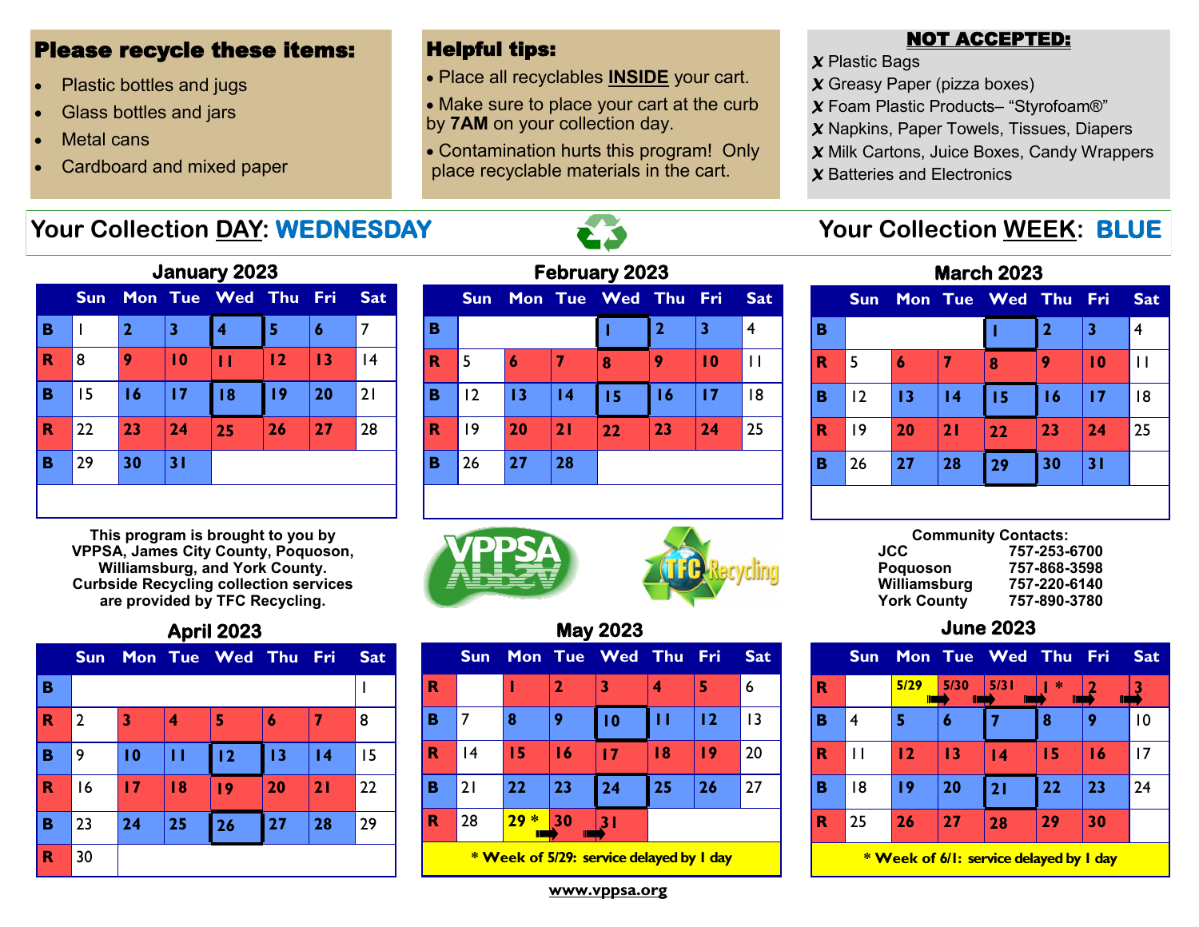## Please recycle these items:

- Plastic bottles and jugs
- Glass bottles and jars
- Metal cans
- Cardboard and mixed paper

## Helpful tips:

- Place all recyclables **INSIDE** your cart.
- Make sure to place your cart at the curb by **7AM** on your collection day.
- Contamination hurts this program! Only place recyclable materials in the cart.

## NOT ACCEPTED:

✗ Plastic Bags
✗ Greasy Paper (pizza boxes)
✗ Foam Plastic Products– "Styrofoam®"
✗ Napkins, Paper Towels, Tissues, Diapers
✗ Milk Cartons, Juice Boxes, Candy Wrappers
✗ Batteries and Electronics

## Your Collection DAY: WEDNESDAY

## Your Collection WEEK: BLUE

### January 2023

| | Sun | Mon | Tue | Wed | Thu | Fri | Sat |
|---|---|---|---|---|---|---|---|
| B | 1 | 2 | 3 | 4 | 5 | 6 | 7 |
| R | 8 | 9 | 10 | 11 | 12 | 13 | 14 |
| B | 15 | 16 | 17 | 18 | 19 | 20 | 21 |
| R | 22 | 23 | 24 | 25 | 26 | 27 | 28 |
| B | 29 | 30 | 31 | | | | |

### February 2023

| | Sun | Mon | Tue | Wed | Thu | Fri | Sat |
|---|---|---|---|---|---|---|---|
| B | | | | 1 | 2 | 3 | 4 |
| R | 5 | 6 | 7 | 8 | 9 | 10 | 11 |
| B | 12 | 13 | 14 | 15 | 16 | 17 | 18 |
| R | 19 | 20 | 21 | 22 | 23 | 24 | 25 |
| B | 26 | 27 | 28 | | | | |

### March 2023

| | Sun | Mon | Tue | Wed | Thu | Fri | Sat |
|---|---|---|---|---|---|---|---|
| B | | | | 1 | 2 | 3 | 4 |
| R | 5 | 6 | 7 | 8 | 9 | 10 | 11 |
| B | 12 | 13 | 14 | 15 | 16 | 17 | 18 |
| R | 19 | 20 | 21 | 22 | 23 | 24 | 25 |
| B | 26 | 27 | 28 | 29 | 30 | 31 | |

This program is brought to you by VPPSA, James City County, Poquoson, Williamsburg, and York County. Curbside Recycling collection services are provided by TFC Recycling.

**Community Contacts:**

| | |
|---|---|
| JCC | 757-253-6700 |
| Poquoson | 757-868-3598 |
| Williamsburg | 757-220-6140 |
| York County | 757-890-3780 |

### April 2023

| | Sun | Mon | Tue | Wed | Thu | Fri | Sat |
|---|---|---|---|---|---|---|---|
| B | | | | | | | 1 |
| R | 2 | 3 | 4 | 5 | 6 | 7 | 8 |
| B | 9 | 10 | 11 | 12 | 13 | 14 | 15 |
| R | 16 | 17 | 18 | 19 | 20 | 21 | 22 |
| B | 23 | 24 | 25 | 26 | 27 | 28 | 29 |
| R | 30 | | | | | | |

### May 2023

| | Sun | Mon | Tue | Wed | Thu | Fri | Sat |
|---|---|---|---|---|---|---|---|
| R | | 1 | 2 | 3 | 4 | 5 | 6 |
| B | 7 | 8 | 9 | 10 | 11 | 12 | 13 |
| R | 14 | 15 | 16 | 17 | 18 | 19 | 20 |
| B | 21 | 22 | 23 | 24 | 25 | 26 | 27 |
| R | 28 | 29 * | 30 | 31 | | | |

\* Week of 5/29: service delayed by 1 day

### June 2023

| | Sun | Mon | Tue | Wed | Thu | Fri | Sat |
|---|---|---|---|---|---|---|---|
| R | | 5/29 | 5/30 | 5/31 | 1 * | 2 | 3 |
| B | 4 | 5 | 6 | 7 | 8 | 9 | 10 |
| R | 11 | 12 | 13 | 14 | 15 | 16 | 17 |
| B | 18 | 19 | 20 | 21 | 22 | 23 | 24 |
| R | 25 | 26 | 27 | 28 | 29 | 30 | |

\* Week of 6/1: service delayed by 1 day

www.vppsa.org